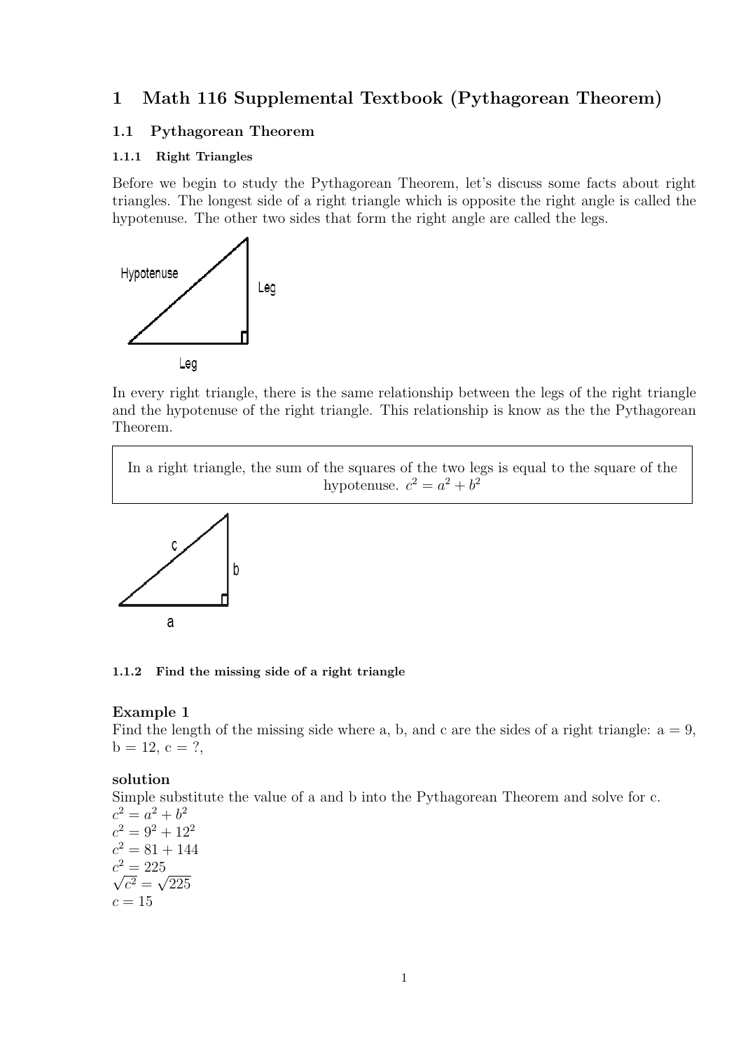# 1 Math 116 Supplemental Textbook (Pythagorean Theorem)

## 1.1 Pythagorean Theorem

### 1.1.1 Right Triangles

Before we begin to study the Pythagorean Theorem, let's discuss some facts about right triangles. The longest side of a right triangle which is opposite the right angle is called the hypotenuse. The other two sides that form the right angle are called the legs.

In every right triangle, there is the same relationship between the legs of the right triangle and the hypotenuse of the right triangle. This relationship is know as the the Pythagorean Theorem.

> In a right triangle, the sum of the squares of the two legs is equal to the square of the hypotenuse. $c^2 = a^2 + b^2$

### 1.1.2 Find the missing side of a right triangle

**Example 1**
Find the length of the missing side where a, b, and c are the sides of a right triangle: a = 9, b = 12, c = ?,

**solution**
Simple substitute the value of a and b into the Pythagorean Theorem and solve for c.

$c^2 = a^2 + b^2$
$c^2 = 9^2 + 12^2$
$c^2 = 81 + 144$
$c^2 = 225$
$\sqrt{c^2} = \sqrt{225}$
$c = 15$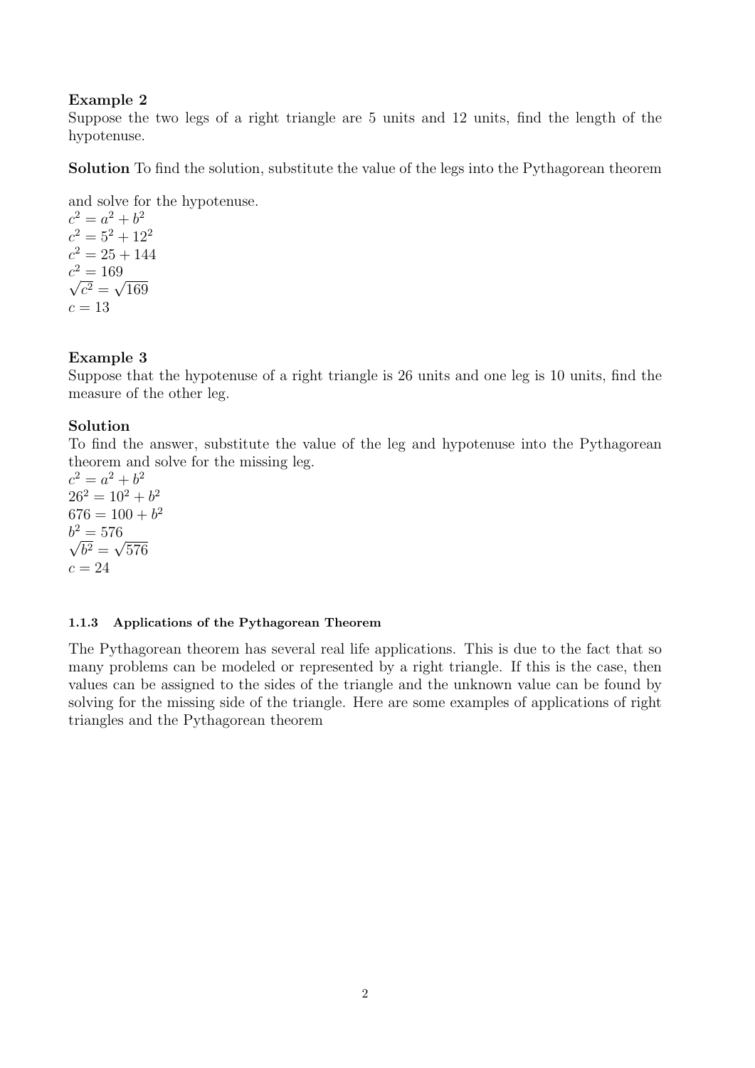**Example 2**
Suppose the two legs of a right triangle are 5 units and 12 units, find the length of the hypotenuse.

**Solution** To find the solution, substitute the value of the legs into the Pythagorean theorem

and solve for the hypotenuse.
$c^2 = a^2 + b^2$
$c^2 = 5^2 + 12^2$
$c^2 = 25 + 144$
$c^2 = 169$
$\sqrt{c^2} = \sqrt{169}$
$c = 13$

**Example 3**
Suppose that the hypotenuse of a right triangle is 26 units and one leg is 10 units, find the measure of the other leg.

**Solution**
To find the answer, substitute the value of the leg and hypotenuse into the Pythagorean theorem and solve for the missing leg.
$c^2 = a^2 + b^2$
$26^2 = 10^2 + b^2$
$676 = 100 + b^2$
$b^2 = 576$
$\sqrt{b^2} = \sqrt{576}$
$c = 24$

#### 1.1.3 Applications of the Pythagorean Theorem

The Pythagorean theorem has several real life applications. This is due to the fact that so many problems can be modeled or represented by a right triangle. If this is the case, then values can be assigned to the sides of the triangle and the unknown value can be found by solving for the missing side of the triangle. Here are some examples of applications of right triangles and the Pythagorean theorem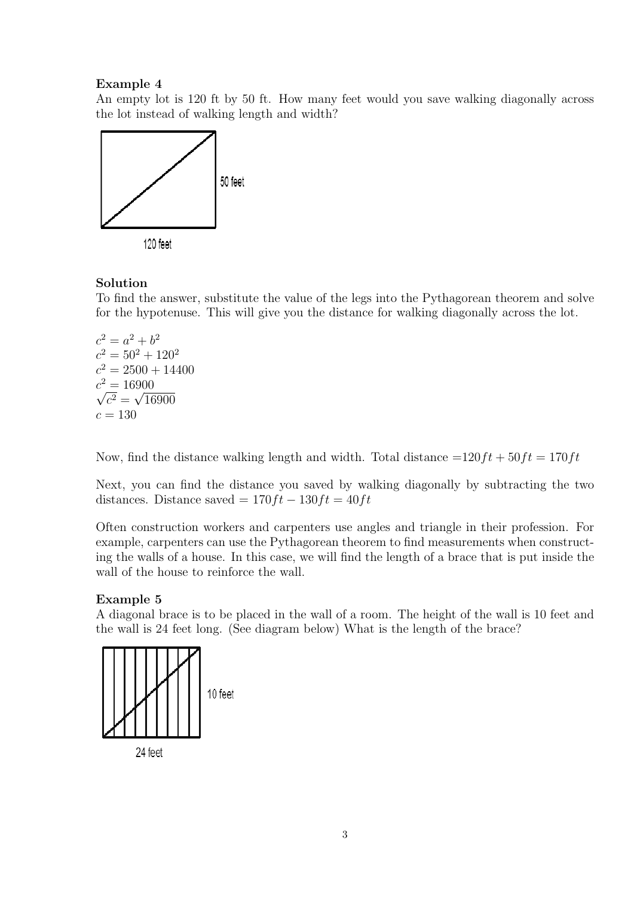**Example 4**

An empty lot is 120 ft by 50 ft. How many feet would you save walking diagonally across the lot instead of walking length and width?

50 feet

120 feet

**Solution**

To find the answer, substitute the value of the legs into the Pythagorean theorem and solve for the hypotenuse. This will give you the distance for walking diagonally across the lot.

$c^2 = a^2 + b^2$
$c^2 = 50^2 + 120^2$
$c^2 = 2500 + 14400$
$c^2 = 16900$
$\sqrt{c^2} = \sqrt{16900}$
$c = 130$

Now, find the distance walking length and width. Total distance $= 120ft + 50ft = 170ft$

Next, you can find the distance you saved by walking diagonally by subtracting the two distances. Distance saved $= 170ft - 130ft = 40ft$

Often construction workers and carpenters use angles and triangle in their profession. For example, carpenters can use the Pythagorean theorem to find measurements when constructing the walls of a house. In this case, we will find the length of a brace that is put inside the wall of the house to reinforce the wall.

**Example 5**

A diagonal brace is to be placed in the wall of a room. The height of the wall is 10 feet and the wall is 24 feet long. (See diagram below) What is the length of the brace?

10 feet

24 feet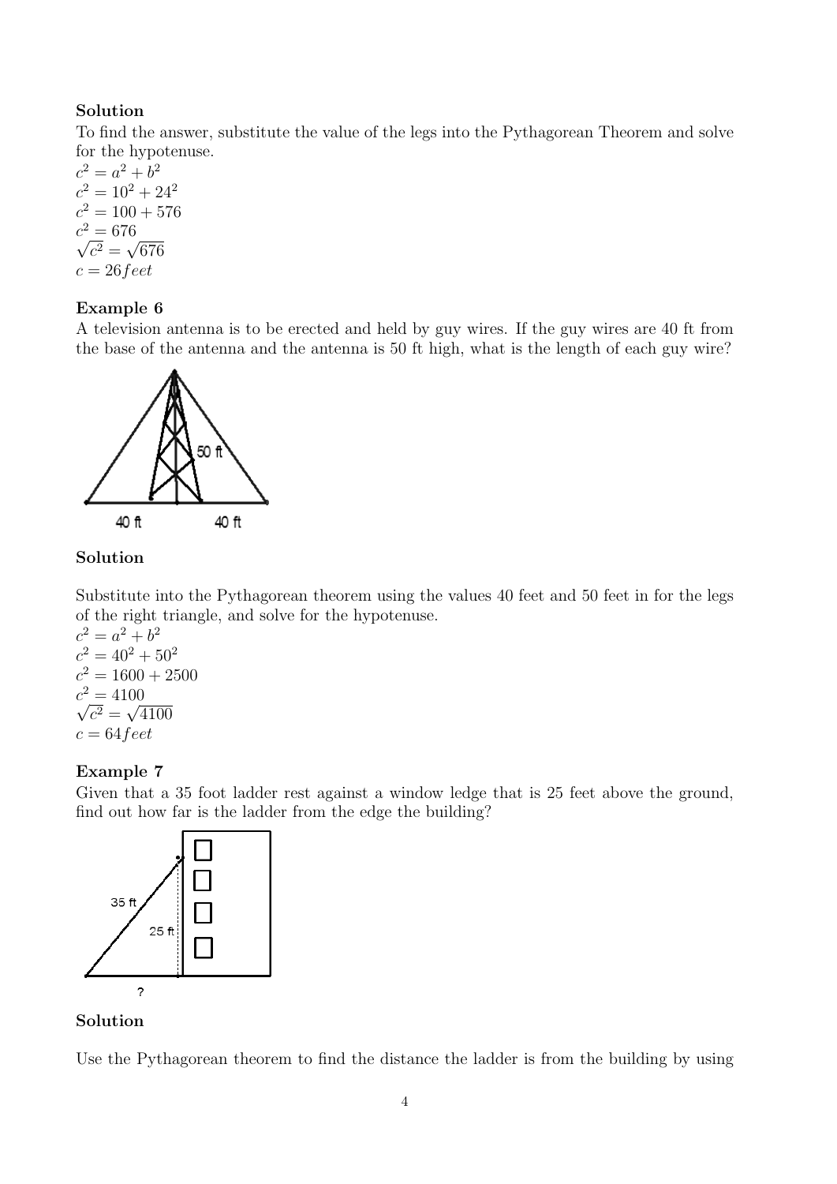**Solution**

To find the answer, substitute the value of the legs into the Pythagorean Theorem and solve for the hypotenuse.

$c^2 = a^2 + b^2$
$c^2 = 10^2 + 24^2$
$c^2 = 100 + 576$
$c^2 = 676$
$\sqrt{c^2} = \sqrt{676}$
$c = 26 feet$

### Example 6

A television antenna is to be erected and held by guy wires. If the guy wires are 40 ft from the base of the antenna and the antenna is 50 ft high, what is the length of each guy wire?

**Solution**

Substitute into the Pythagorean theorem using the values 40 feet and 50 feet in for the legs of the right triangle, and solve for the hypotenuse.

$c^2 = a^2 + b^2$
$c^2 = 40^2 + 50^2$
$c^2 = 1600 + 2500$
$c^2 = 4100$
$\sqrt{c^2} = \sqrt{4100}$
$c = 64 feet$

### Example 7

Given that a 35 foot ladder rest against a window ledge that is 25 feet above the ground, find out how far is the ladder from the edge the building?

**Solution**

Use the Pythagorean theorem to find the distance the ladder is from the building by using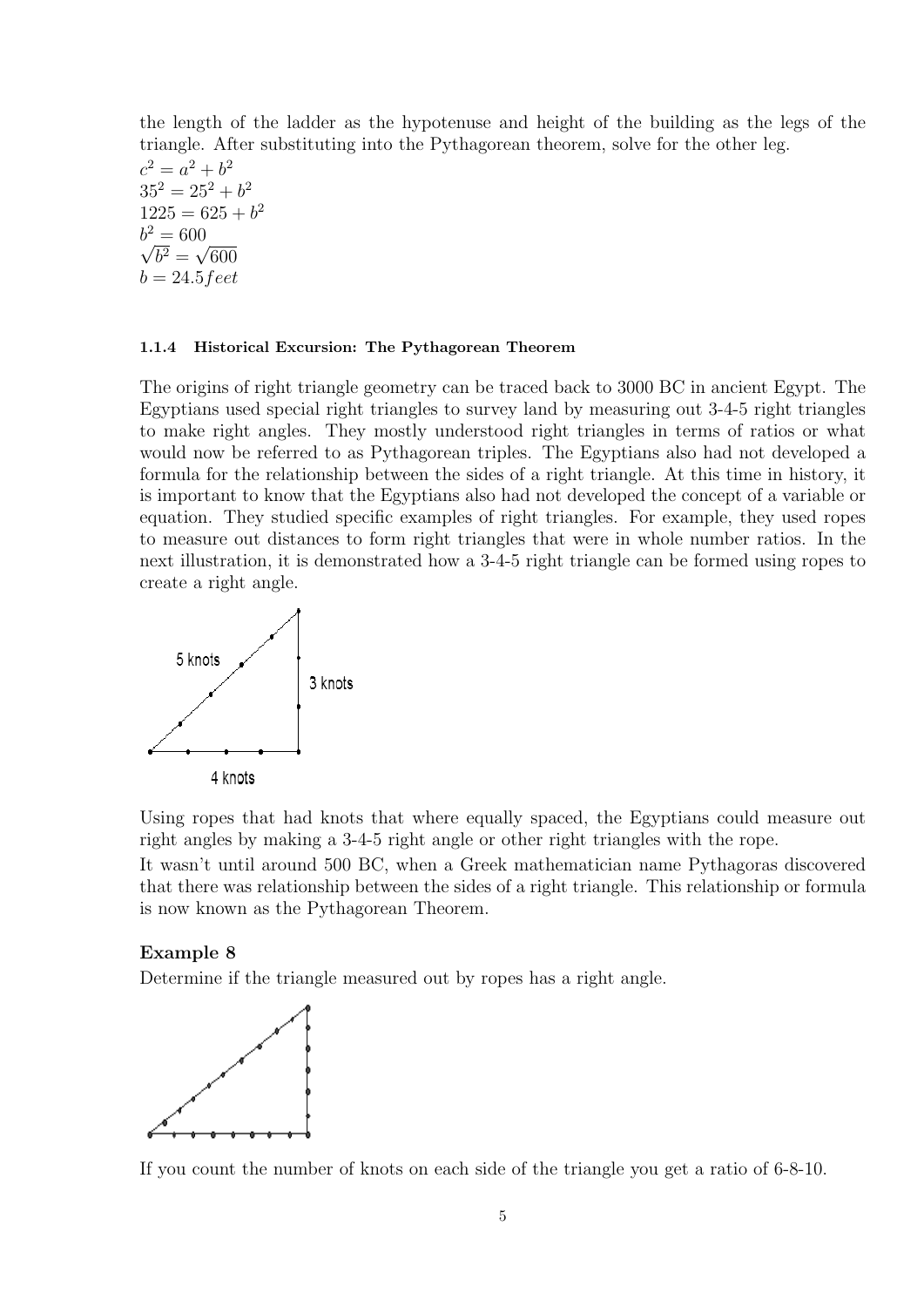the length of the ladder as the hypotenuse and height of the building as the legs of the triangle. After substituting into the Pythagorean theorem, solve for the other leg.

$c^2 = a^2 + b^2$
$35^2 = 25^2 + b^2$
$1225 = 625 + b^2$
$b^2 = 600$
$\sqrt{b^2} = \sqrt{600}$
$b = 24.5 feet$

#### 1.1.4 Historical Excursion: The Pythagorean Theorem

The origins of right triangle geometry can be traced back to 3000 BC in ancient Egypt. The Egyptians used special right triangles to survey land by measuring out 3-4-5 right triangles to make right angles. They mostly understood right triangles in terms of ratios or what would now be referred to as Pythagorean triples. The Egyptians also had not developed a formula for the relationship between the sides of a right triangle. At this time in history, it is important to know that the Egyptians also had not developed the concept of a variable or equation. They studied specific examples of right triangles. For example, they used ropes to measure out distances to form right triangles that were in whole number ratios. In the next illustration, it is demonstrated how a 3-4-5 right triangle can be formed using ropes to create a right angle.

5 knots
3 knots
4 knots

Using ropes that had knots that where equally spaced, the Egyptians could measure out right angles by making a 3-4-5 right angle or other right triangles with the rope.

It wasn't until around 500 BC, when a Greek mathematician name Pythagoras discovered that there was relationship between the sides of a right triangle. This relationship or formula is now known as the Pythagorean Theorem.

**Example 8**

Determine if the triangle measured out by ropes has a right angle.

If you count the number of knots on each side of the triangle you get a ratio of 6-8-10.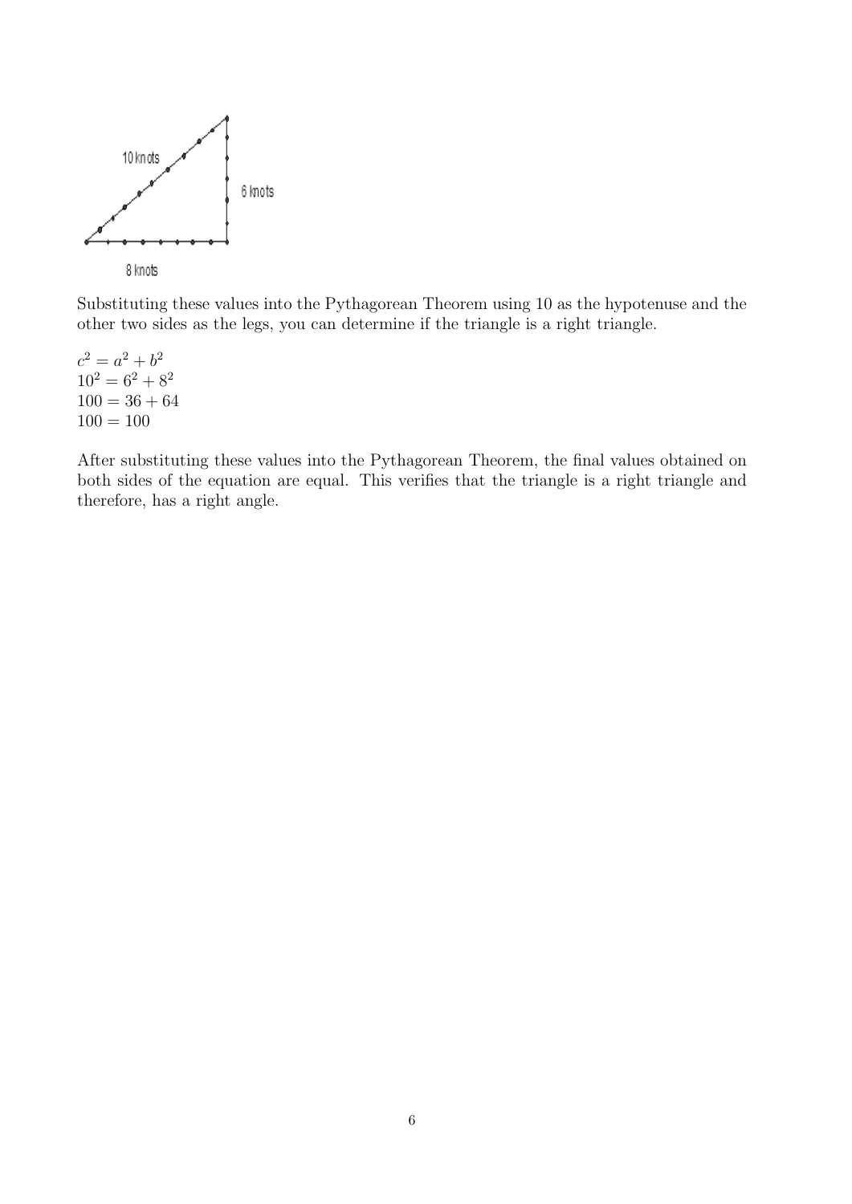10 knots

6 knots

8 knots

Substituting these values into the Pythagorean Theorem using 10 as the hypotenuse and the other two sides as the legs, you can determine if the triangle is a right triangle.

$c^2 = a^2 + b^2$
$10^2 = 6^2 + 8^2$
$100 = 36 + 64$
$100 = 100$

After substituting these values into the Pythagorean Theorem, the final values obtained on both sides of the equation are equal. This verifies that the triangle is a right triangle and therefore, has a right angle.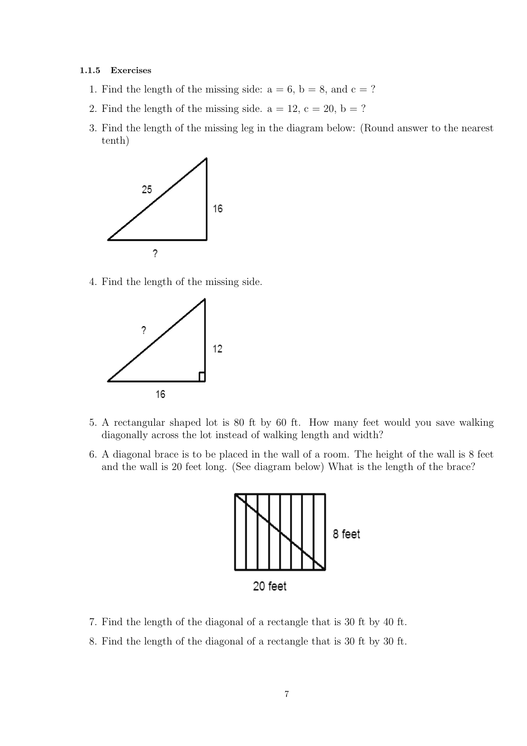#### 1.1.5 Exercises

1. Find the length of the missing side: a = 6, b = 8, and c = ?
2. Find the length of the missing side. a = 12, c = 20, b = ?
3. Find the length of the missing leg in the diagram below: (Round answer to the nearest tenth)
4. Find the length of the missing side.
5. A rectangular shaped lot is 80 ft by 60 ft. How many feet would you save walking diagonally across the lot instead of walking length and width?
6. A diagonal brace is to be placed in the wall of a room. The height of the wall is 8 feet and the wall is 20 feet long. (See diagram below) What is the length of the brace?
7. Find the length of the diagonal of a rectangle that is 30 ft by 40 ft.
8. Find the length of the diagonal of a rectangle that is 30 ft by 30 ft.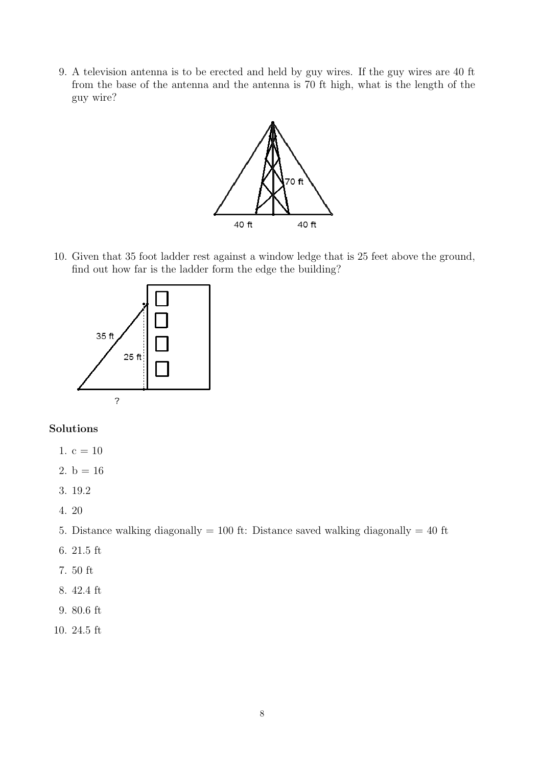9. A television antenna is to be erected and held by guy wires. If the guy wires are 40 ft from the base of the antenna and the antenna is 70 ft high, what is the length of the guy wire?

70 ft

40 ft    40 ft

10. Given that 35 foot ladder rest against a window ledge that is 25 feet above the ground, find out how far is the ladder form the edge the building?

35 ft

25 ft

?

**Solutions**

1. c = 10
2. b = 16
3. 19.2
4. 20
5. Distance walking diagonally = 100 ft: Distance saved walking diagonally = 40 ft
6. 21.5 ft
7. 50 ft
8. 42.4 ft
9. 80.6 ft
10. 24.5 ft